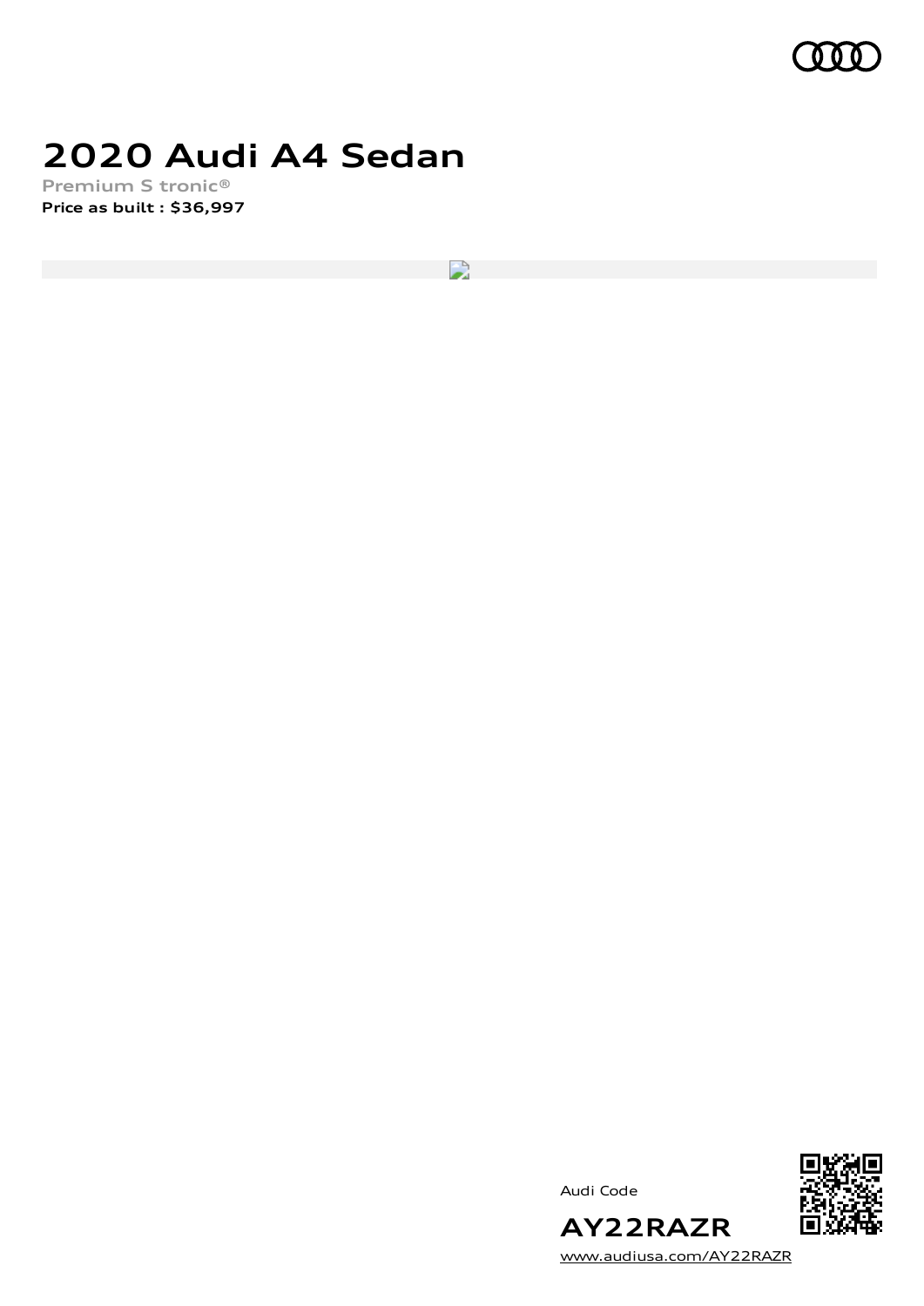# 2020 Audi A4 Sedan

Premium S tronic®

**Price as built : $36,997**

Audi Code

**AY22RAZR**

[www.audiusa.com/AY22RAZR](www.audiusa.com/AY22RAZR)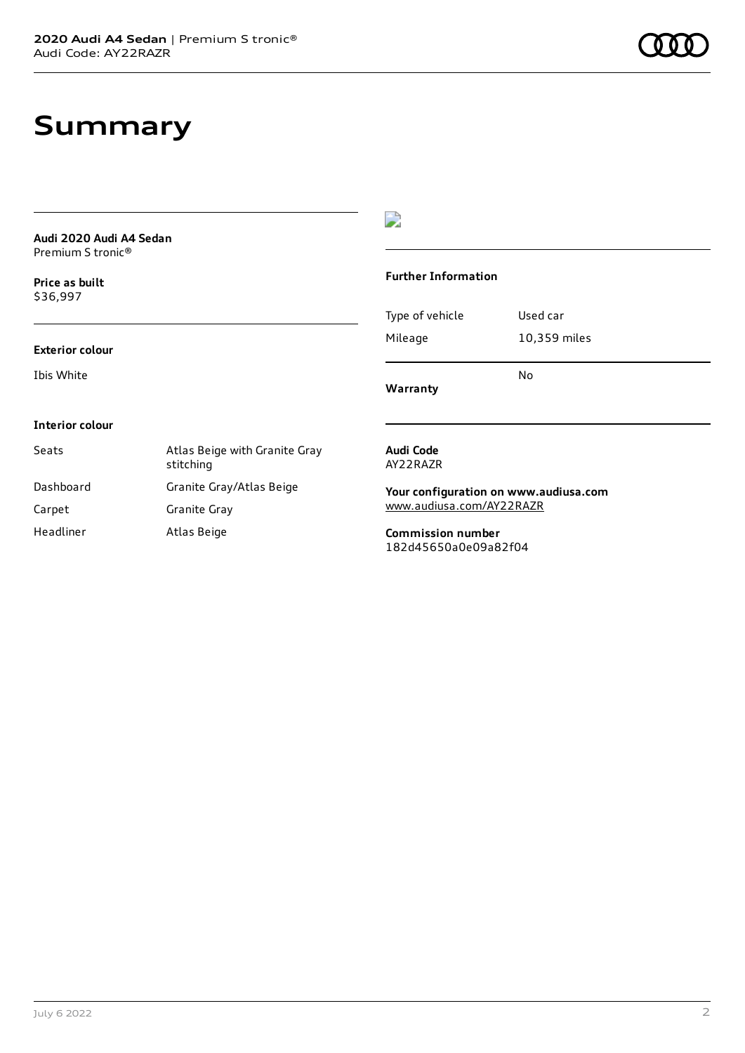# Summary

**Audi 2020 Audi A4 Sedan**
Premium S tronic®

**Price as built**
$36,997

**Exterior colour**

Ibis White

**Interior colour**

| Seats | Atlas Beige with Granite Gray stitching |
|---|---|
| Dashboard | Granite Gray/Atlas Beige |
| Carpet | Granite Gray |
| Headliner | Atlas Beige |

**Further Information**

| Type of vehicle | Used car |
|---|---|
| Mileage | 10,359 miles |
| **Warranty** | No |

**Audi Code**
AY22RAZR

**Your configuration on www.audiusa.com**
www.audiusa.com/AY22RAZR

**Commission number**
182d45650a0e09a82f04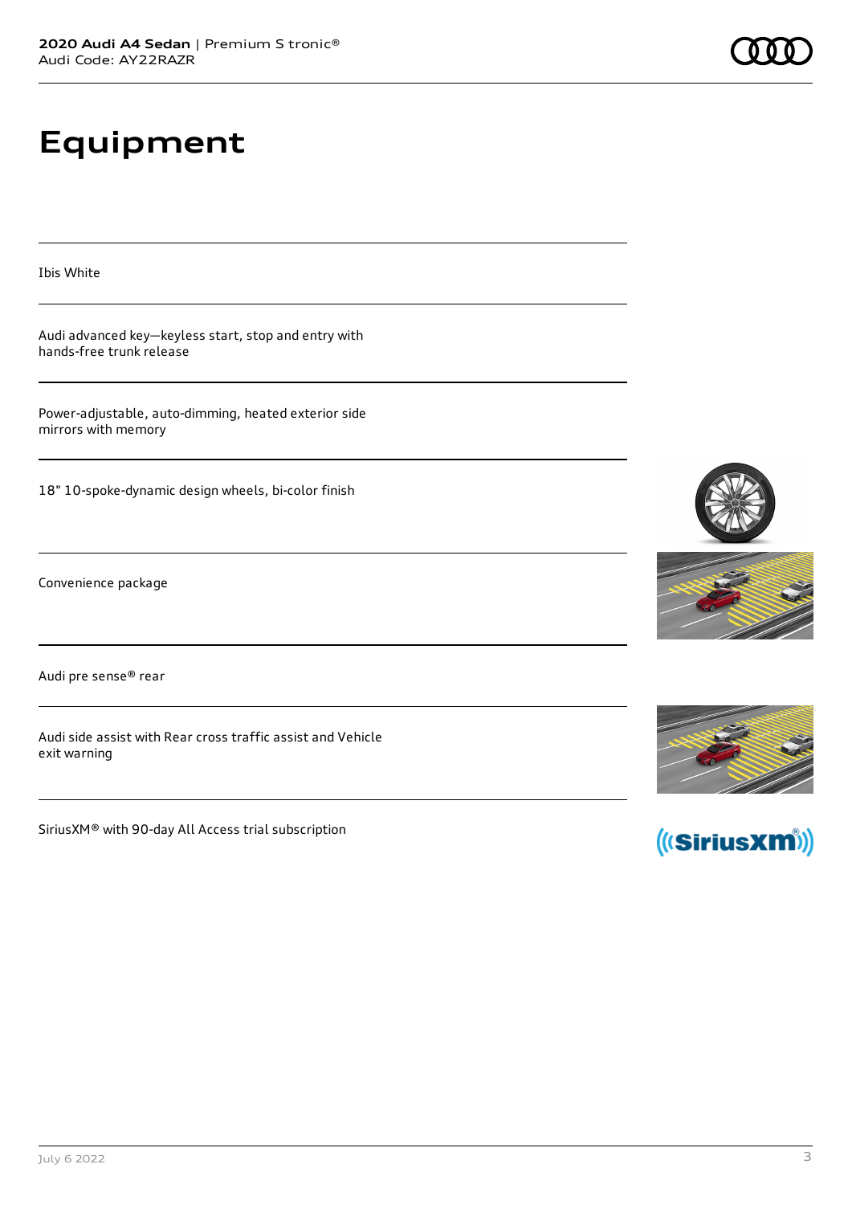# Equipment

Ibis White

Audi advanced key—keyless start, stop and entry with hands-free trunk release

Power-adjustable, auto-dimming, heated exterior side mirrors with memory

18" 10-spoke-dynamic design wheels, bi-color finish

Convenience package

Audi pre sense® rear

Audi side assist with Rear cross traffic assist and Vehicle exit warning

SiriusXM® with 90-day All Access trial subscription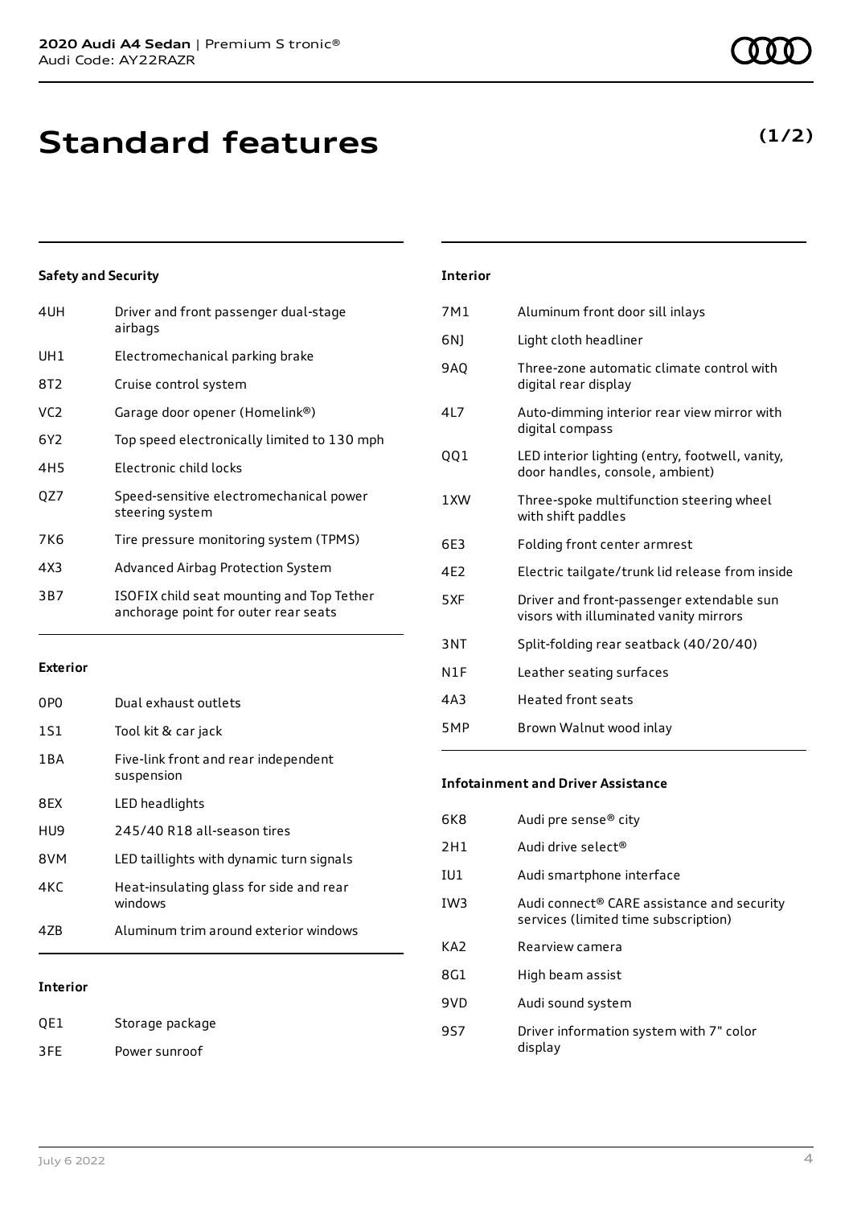# Standard features

**(1/2)**

### Safety and Security

| | |
|---|---|
| 4UH | Driver and front passenger dual-stage airbags |
| UH1 | Electromechanical parking brake |
| 8T2 | Cruise control system |
| VC2 | Garage door opener (Homelink®) |
| 6Y2 | Top speed electronically limited to 130 mph |
| 4H5 | Electronic child locks |
| QZ7 | Speed-sensitive electromechanical power steering system |
| 7K6 | Tire pressure monitoring system (TPMS) |
| 4X3 | Advanced Airbag Protection System |
| 3B7 | ISOFIX child seat mounting and Top Tether anchorage point for outer rear seats |

### Exterior

| | |
|---|---|
| 0P0 | Dual exhaust outlets |
| 1S1 | Tool kit & car jack |
| 1BA | Five-link front and rear independent suspension |
| 8EX | LED headlights |
| HU9 | 245/40 R18 all-season tires |
| 8VM | LED taillights with dynamic turn signals |
| 4KC | Heat-insulating glass for side and rear windows |
| 4ZB | Aluminum trim around exterior windows |

### Interior

| | |
|---|---|
| QE1 | Storage package |
| 3FE | Power sunroof |
| 7M1 | Aluminum front door sill inlays |
| 6NJ | Light cloth headliner |
| 9AQ | Three-zone automatic climate control with digital rear display |
| 4L7 | Auto-dimming interior rear view mirror with digital compass |
| QQ1 | LED interior lighting (entry, footwell, vanity, door handles, console, ambient) |
| 1XW | Three-spoke multifunction steering wheel with shift paddles |
| 6E3 | Folding front center armrest |
| 4E2 | Electric tailgate/trunk lid release from inside |
| 5XF | Driver and front-passenger extendable sun visors with illuminated vanity mirrors |
| 3NT | Split-folding rear seatback (40/20/40) |
| N1F | Leather seating surfaces |
| 4A3 | Heated front seats |
| 5MP | Brown Walnut wood inlay |

### Infotainment and Driver Assistance

| | |
|---|---|
| 6K8 | Audi pre sense® city |
| 2H1 | Audi drive select® |
| IU1 | Audi smartphone interface |
| IW3 | Audi connect® CARE assistance and security services (limited time subscription) |
| KA2 | Rearview camera |
| 8G1 | High beam assist |
| 9VD | Audi sound system |
| 9S7 | Driver information system with 7" color display |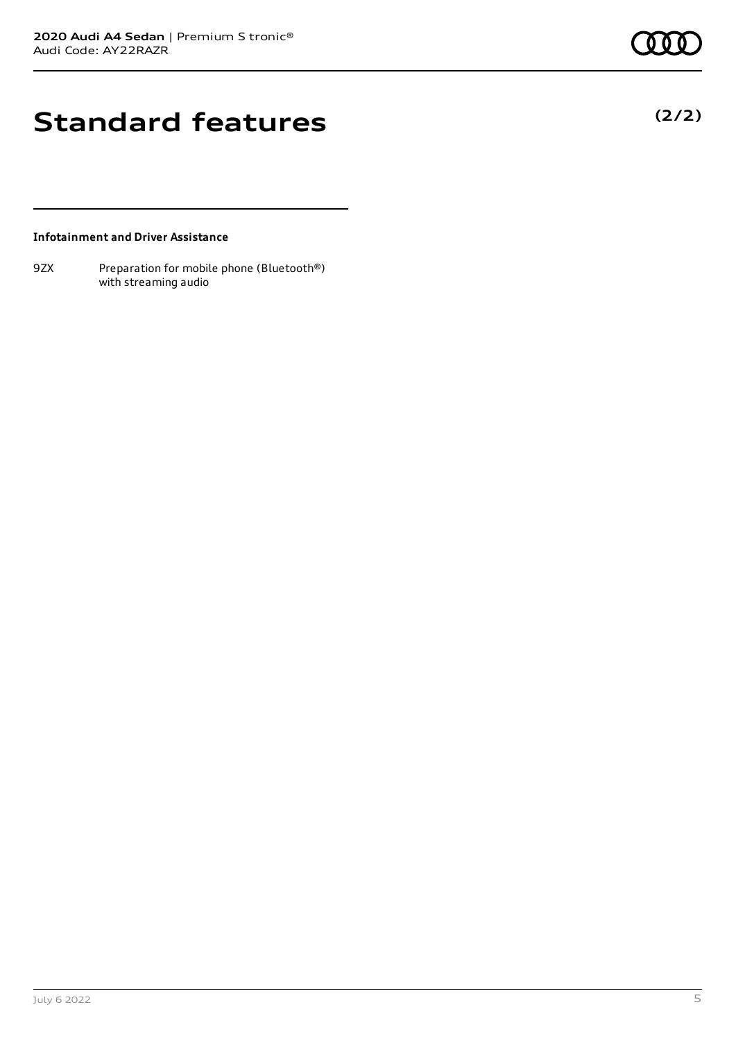# Standard features

**(2/2)**

**Infotainment and Driver Assistance**

| | |
|---|---|
| 9ZX | Preparation for mobile phone (Bluetooth®) with streaming audio |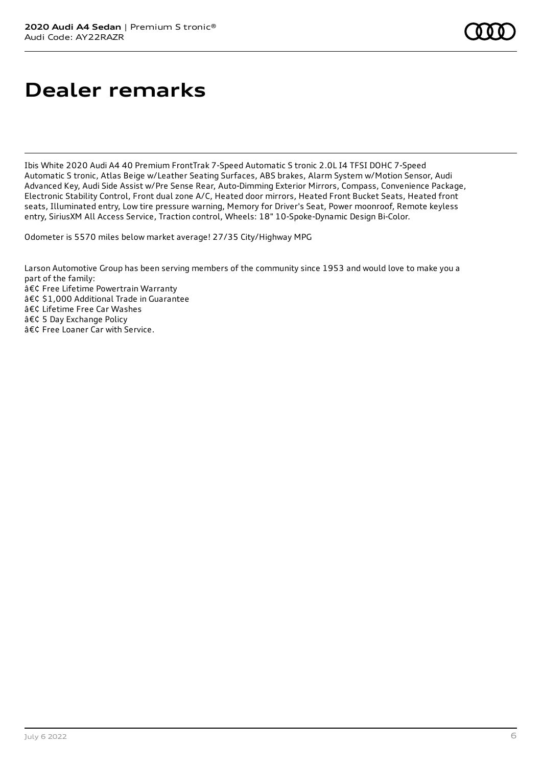# Dealer remarks

Ibis White 2020 Audi A4 40 Premium FrontTrak 7-Speed Automatic S tronic 2.0L I4 TFSI DOHC 7-Speed Automatic S tronic, Atlas Beige w/Leather Seating Surfaces, ABS brakes, Alarm System w/Motion Sensor, Audi Advanced Key, Audi Side Assist w/Pre Sense Rear, Auto-Dimming Exterior Mirrors, Compass, Convenience Package, Electronic Stability Control, Front dual zone A/C, Heated door mirrors, Heated Front Bucket Seats, Heated front seats, Illuminated entry, Low tire pressure warning, Memory for Driver's Seat, Power moonroof, Remote keyless entry, SiriusXM All Access Service, Traction control, Wheels: 18" 10-Spoke-Dynamic Design Bi-Color.

Odometer is 5570 miles below market average! 27/35 City/Highway MPG

Larson Automotive Group has been serving members of the community since 1953 and would love to make you a part of the family:
â€¢ Free Lifetime Powertrain Warranty
â€¢ $1,000 Additional Trade in Guarantee
â€¢ Lifetime Free Car Washes
â€¢ 5 Day Exchange Policy
â€¢ Free Loaner Car with Service.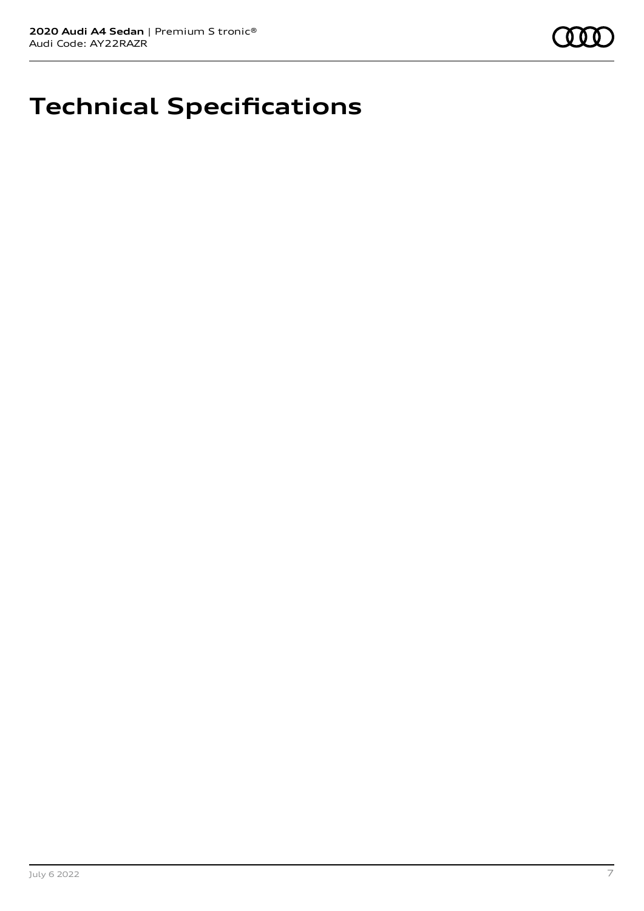# Technical Specifications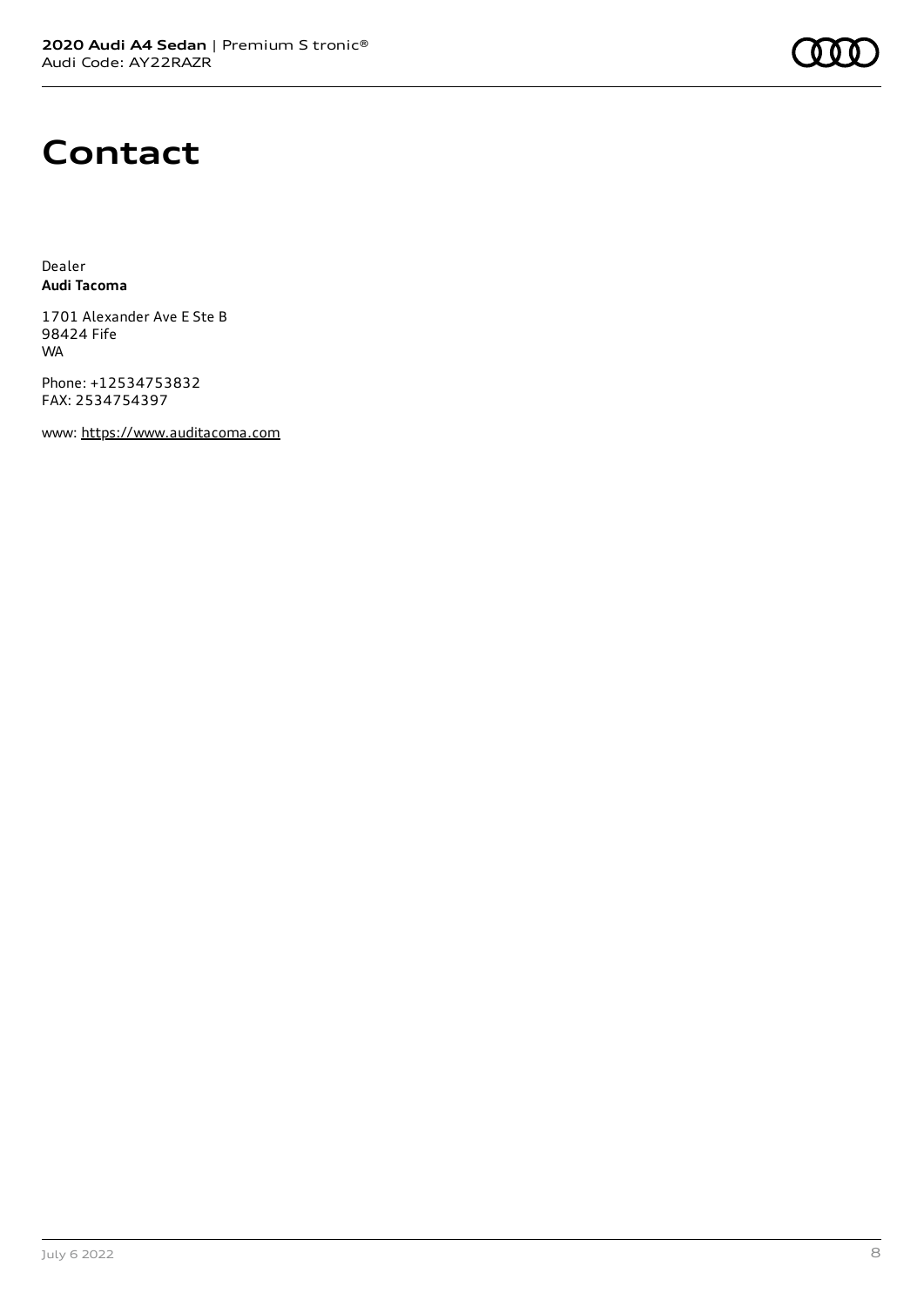# Contact

Dealer
**Audi Tacoma**

1701 Alexander Ave E Ste B
98424 Fife
WA

Phone: +12534753832
FAX: 2534754397

www: https://www.auditacoma.com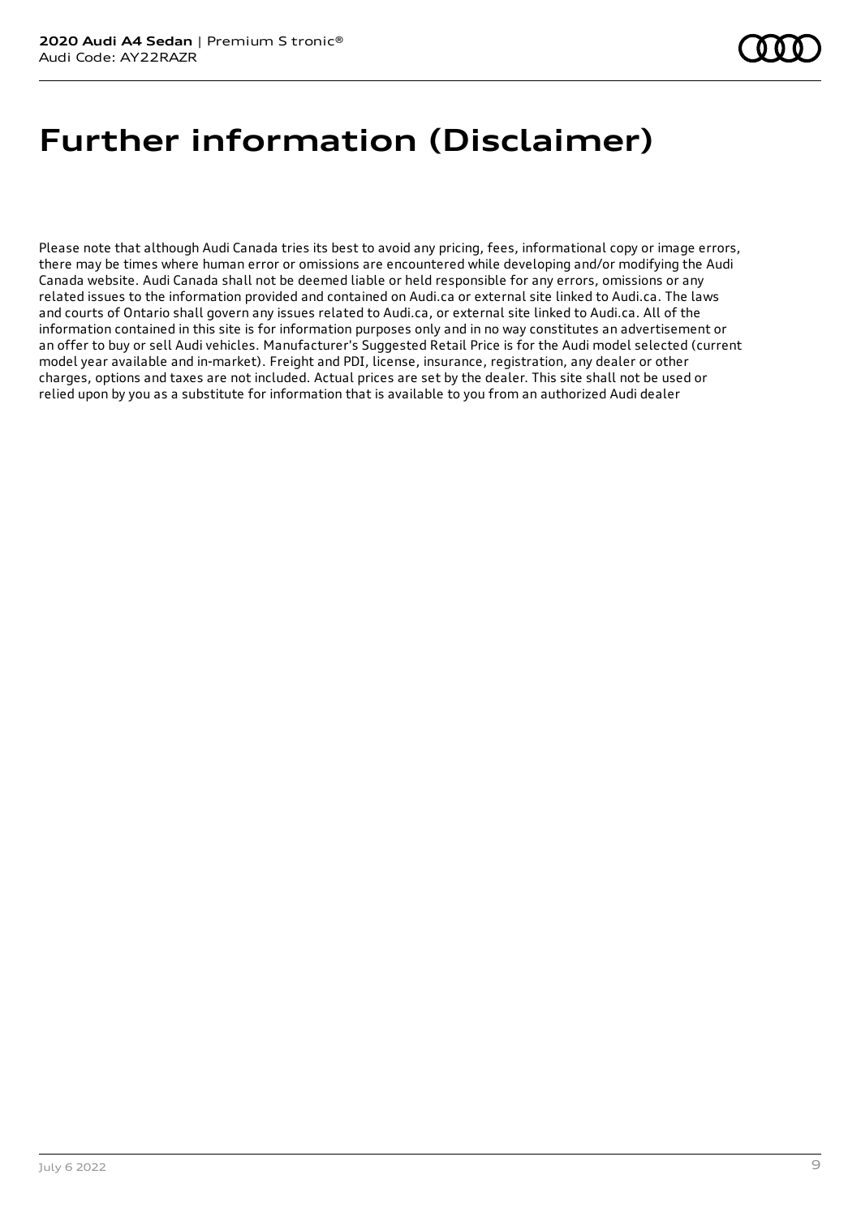# Further information (Disclaimer)

Please note that although Audi Canada tries its best to avoid any pricing, fees, informational copy or image errors, there may be times where human error or omissions are encountered while developing and/or modifying the Audi Canada website. Audi Canada shall not be deemed liable or held responsible for any errors, omissions or any related issues to the information provided and contained on Audi.ca or external site linked to Audi.ca. The laws and courts of Ontario shall govern any issues related to Audi.ca, or external site linked to Audi.ca. All of the information contained in this site is for information purposes only and in no way constitutes an advertisement or an offer to buy or sell Audi vehicles. Manufacturer's Suggested Retail Price is for the Audi model selected (current model year available and in-market). Freight and PDI, license, insurance, registration, any dealer or other charges, options and taxes are not included. Actual prices are set by the dealer. This site shall not be used or relied upon by you as a substitute for information that is available to you from an authorized Audi dealer